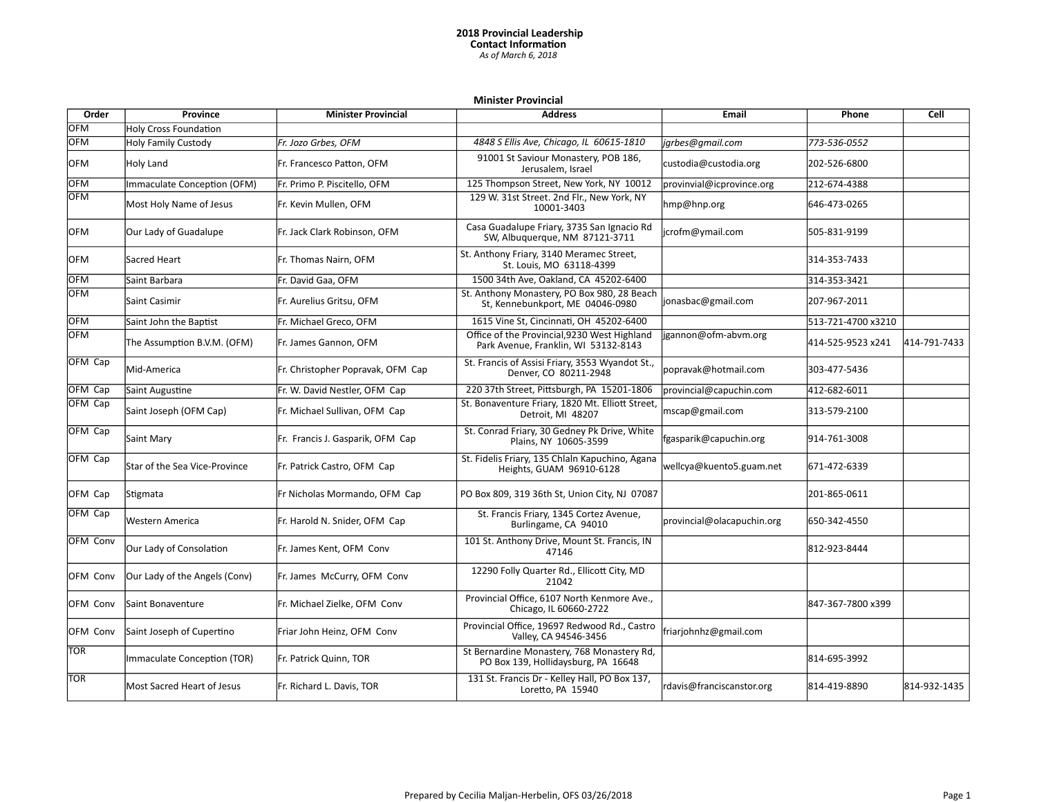# 2018 Provincial Leadership
## Contact Information
*As of March 6, 2018*

### Minister Provincial

| Order | Province | Minister Provincial | Address | Email | Phone | Cell |
|---|---|---|---|---|---|---|
| OFM | Holy Cross Foundation | | | | | |
| OFM | Holy Family Custody | *Fr. Jozo Grbes, OFM* | *4848 S Ellis Ave, Chicago, IL 60615-1810* | *jgrbes@gmail.com* | *773-536-0552* | |
| OFM | Holy Land | Fr. Francesco Patton, OFM | 91001 St Saviour Monastery, POB 186, Jerusalem, Israel | custodia@custodia.org | 202-526-6800 | |
| OFM | Immaculate Conception (OFM) | Fr. Primo P. Piscitello, OFM | 125 Thompson Street, New York, NY 10012 | provinvial@icprovince.org | 212-674-4388 | |
| OFM | Most Holy Name of Jesus | Fr. Kevin Mullen, OFM | 129 W. 31st Street. 2nd Flr., New York, NY 10001-3403 | hmp@hnp.org | 646-473-0265 | |
| OFM | Our Lady of Guadalupe | Fr. Jack Clark Robinson, OFM | Casa Guadalupe Friary, 3735 San Ignacio Rd SW, Albuquerque, NM 87121-3711 | jcrofm@ymail.com | 505-831-9199 | |
| OFM | Sacred Heart | Fr. Thomas Nairn, OFM | St. Anthony Friary, 3140 Meramec Street, St. Louis, MO 63118-4399 | | 314-353-7433 | |
| OFM | Saint Barbara | Fr. David Gaa, OFM | 1500 34th Ave, Oakland, CA 45202-6400 | | 314-353-3421 | |
| OFM | Saint Casimir | Fr. Aurelius Gritsu, OFM | St. Anthony Monastery, PO Box 980, 28 Beach St, Kennebunkport, ME 04046-0980 | jonasbac@gmail.com | 207-967-2011 | |
| OFM | Saint John the Baptist | Fr. Michael Greco, OFM | 1615 Vine St, Cincinnati, OH 45202-6400 | | 513-721-4700 x3210 | |
| OFM | The Assumption B.V.M. (OFM) | Fr. James Gannon, OFM | Office of the Provincial,9230 West Highland Park Avenue, Franklin, WI 53132-8143 | jgannon@ofm-abvm.org | 414-525-9523 x241 | 414-791-7433 |
| OFM Cap | Mid-America | Fr. Christopher Popravak, OFM Cap | St. Francis of Assisi Friary, 3553 Wyandot St., Denver, CO 80211-2948 | popravak@hotmail.com | 303-477-5436 | |
| OFM Cap | Saint Augustine | Fr. W. David Nestler, OFM Cap | 220 37th Street, Pittsburgh, PA 15201-1806 | provincial@capuchin.com | 412-682-6011 | |
| OFM Cap | Saint Joseph (OFM Cap) | Fr. Michael Sullivan, OFM Cap | St. Bonaventure Friary, 1820 Mt. Elliott Street, Detroit, MI 48207 | mscap@gmail.com | 313-579-2100 | |
| OFM Cap | Saint Mary | Fr. Francis J. Gasparik, OFM Cap | St. Conrad Friary, 30 Gedney Pk Drive, White Plains, NY 10605-3599 | fgasparik@capuchin.org | 914-761-3008 | |
| OFM Cap | Star of the Sea Vice-Province | Fr. Patrick Castro, OFM Cap | St. Fidelis Friary, 135 Chlaln Kapuchino, Agana Heights, GUAM 96910-6128 | wellcya@kuento5.guam.net | 671-472-6339 | |
| OFM Cap | Stigmata | Fr Nicholas Mormando, OFM Cap | PO Box 809, 319 36th St, Union City, NJ 07087 | | 201-865-0611 | |
| OFM Cap | Western America | Fr. Harold N. Snider, OFM Cap | St. Francis Friary, 1345 Cortez Avenue, Burlingame, CA 94010 | provincial@olacapuchin.org | 650-342-4550 | |
| OFM Conv | Our Lady of Consolation | Fr. James Kent, OFM Conv | 101 St. Anthony Drive, Mount St. Francis, IN 47146 | | 812-923-8444 | |
| OFM Conv | Our Lady of the Angels (Conv) | Fr. James McCurry, OFM Conv | 12290 Folly Quarter Rd., Ellicott City, MD 21042 | | | |
| OFM Conv | Saint Bonaventure | Fr. Michael Zielke, OFM Conv | Provincial Office, 6107 North Kenmore Ave., Chicago, IL 60660-2722 | | 847-367-7800 x399 | |
| OFM Conv | Saint Joseph of Cupertino | Friar John Heinz, OFM Conv | Provincial Office, 19697 Redwood Rd., Castro Valley, CA 94546-3456 | friarjohnhz@gmail.com | | |
| TOR | Immaculate Conception (TOR) | Fr. Patrick Quinn, TOR | St Bernardine Monastery, 768 Monastery Rd, PO Box 139, Hollidaysburg, PA 16648 | | 814-695-3992 | |
| TOR | Most Sacred Heart of Jesus | Fr. Richard L. Davis, TOR | 131 St. Francis Dr - Kelley Hall, PO Box 137, Loretto, PA 15940 | rdavis@franciscanstor.org | 814-419-8890 | 814-932-1435 |

Prepared by Cecilia Maljan-Herbelin, OFS 03/26/2018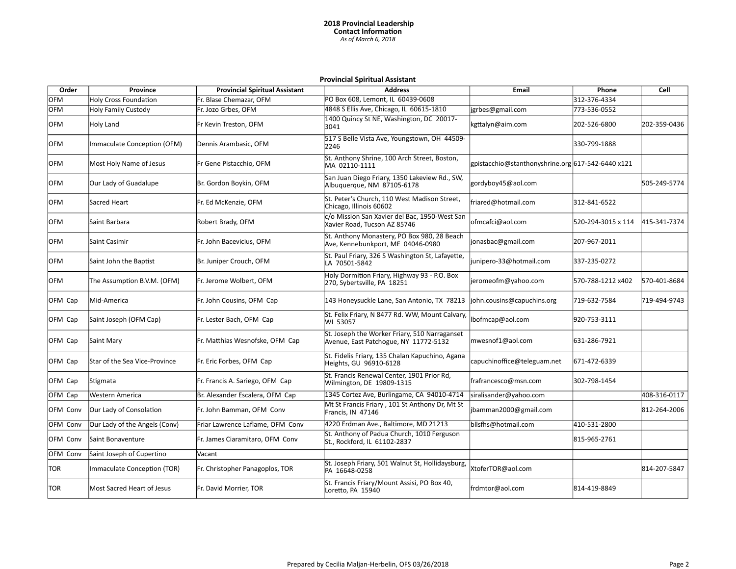**2018 Provincial Leadership**
**Contact Information**
*As of March 6, 2018*

**Provincial Spiritual Assistant**

| Order | Province | Provincial Spiritual Assistant | Address | Email | Phone | Cell |
|---|---|---|---|---|---|---|
| OFM | Holy Cross Foundation | Fr. Blase Chemazar, OFM | PO Box 608, Lemont, IL 60439-0608 | | 312-376-4334 | |
| OFM | Holy Family Custody | Fr. Jozo Grbes, OFM | 4848 S Ellis Ave, Chicago, IL 60615-1810 | jgrbes@gmail.com | 773-536-0552 | |
| OFM | Holy Land | Fr Kevin Treston, OFM | 1400 Quincy St NE, Washington, DC 20017-3041 | kgttalyn@aim.com | 202-526-6800 | 202-359-0436 |
| OFM | Immaculate Conception (OFM) | Dennis Arambasic, OFM | 517 S Belle Vista Ave, Youngstown, OH 44509-2246 | | 330-799-1888 | |
| OFM | Most Holy Name of Jesus | Fr Gene Pistacchio, OFM | St. Anthony Shrine, 100 Arch Street, Boston, MA 02110-1111 | gpistacchio@stanthonyshrine.org | 617-542-6440 x121 | |
| OFM | Our Lady of Guadalupe | Br. Gordon Boykin, OFM | San Juan Diego Friary, 1350 Lakeview Rd., SW, Albuquerque, NM 87105-6178 | gordyboy45@aol.com | | 505-249-5774 |
| OFM | Sacred Heart | Fr. Ed McKenzie, OFM | St. Peter's Church, 110 West Madison Street, Chicago, Illinois 60602 | friared@hotmail.com | 312-841-6522 | |
| OFM | Saint Barbara | Robert Brady, OFM | c/o Mission San Xavier del Bac, 1950-West San Xavier Road, Tucson AZ 85746 | ofmcafci@aol.com | 520-294-3015 x 114 | 415-341-7374 |
| OFM | Saint Casimir | Fr. John Bacevicius, OFM | St. Anthony Monastery, PO Box 980, 28 Beach Ave, Kennebunkport, ME 04046-0980 | jonasbac@gmail.com | 207-967-2011 | |
| OFM | Saint John the Baptist | Br. Juniper Crouch, OFM | St. Paul Friary, 326 S Washington St, Lafayette, LA 70501-5842 | junipero-33@hotmail.com | 337-235-0272 | |
| OFM | The Assumption B.V.M. (OFM) | Fr. Jerome Wolbert, OFM | Holy Dormition Friary, Highway 93 - P.O. Box 270, Sybertsville, PA 18251 | jeromeofm@yahoo.com | 570-788-1212 x402 | 570-401-8684 |
| OFM Cap | Mid-America | Fr. John Cousins, OFM Cap | 143 Honeysuckle Lane, San Antonio, TX 78213 | john.cousins@capuchins.org | 719-632-7584 | 719-494-9743 |
| OFM Cap | Saint Joseph (OFM Cap) | Fr. Lester Bach, OFM Cap | St. Felix Friary, N 8477 Rd. WW, Mount Calvary, WI 53057 | lbofmcap@aol.com | 920-753-3111 | |
| OFM Cap | Saint Mary | Fr. Matthias Wesnofske, OFM Cap | St. Joseph the Worker Friary, 510 Narraganset Avenue, East Patchogue, NY 11772-5132 | mwesnof1@aol.com | 631-286-7921 | |
| OFM Cap | Star of the Sea Vice-Province | Fr. Eric Forbes, OFM Cap | St. Fidelis Friary, 135 Chalan Kapuchino, Agana Heights, GU 96910-6128 | capuchinoffice@teleguam.net | 671-472-6339 | |
| OFM Cap | Stigmata | Fr. Francis A. Sariego, OFM Cap | St. Francis Renewal Center, 1901 Prior Rd, Wilmington, DE 19809-1315 | frafrancesco@msn.com | 302-798-1454 | |
| OFM Cap | Western America | Br. Alexander Escalera, OFM Cap | 1345 Cortez Ave, Burlingame, CA 94010-4714 | siralisander@yahoo.com | | 408-316-0117 |
| OFM Conv | Our Lady of Consolation | Fr. John Bamman, OFM Conv | Mt St Francis Friary , 101 St Anthony Dr, Mt St Francis, IN 47146 | jbamman2000@gmail.com | | 812-264-2006 |
| OFM Conv | Our Lady of the Angels (Conv) | Friar Lawrence Laflame, OFM Conv | 4220 Erdman Ave., Baltimore, MD 21213 | bllsfhs@hotmail.com | 410-531-2800 | |
| OFM Conv | Saint Bonaventure | Fr. James Ciaramitaro, OFM Conv | St. Anthony of Padua Church, 1010 Ferguson St., Rockford, IL 61102-2837 | | 815-965-2761 | |
| OFM Conv | Saint Joseph of Cupertino | Vacant | | | | |
| TOR | Immaculate Conception (TOR) | Fr. Christopher Panagoplos, TOR | St. Joseph Friary, 501 Walnut St, Hollidaysburg, PA 16648-0258 | XtoferTOR@aol.com | | 814-207-5847 |
| TOR | Most Sacred Heart of Jesus | Fr. David Morrier, TOR | St. Francis Friary/Mount Assisi, PO Box 40, Loretto, PA 15940 | frdmtor@aol.com | 814-419-8849 | |

Prepared by Cecilia Maljan-Herbelin, OFS 03/26/2018